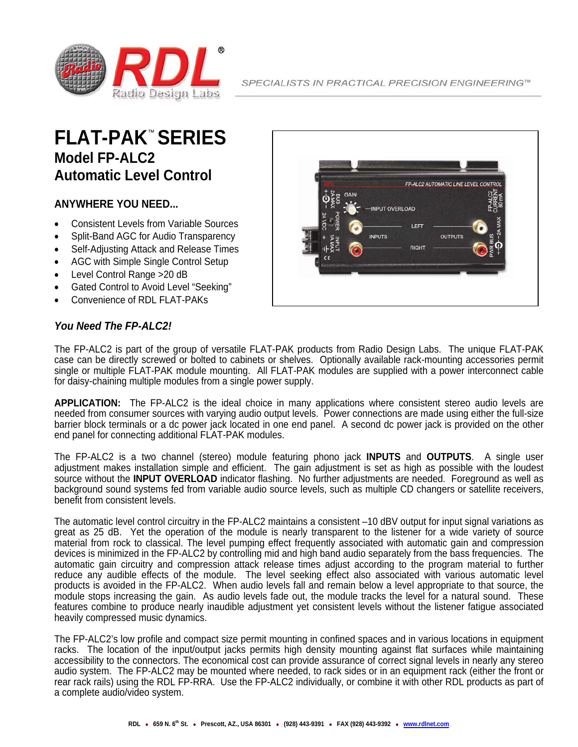# FLAT-PAK™ SERIES

## Model FP-ALC2

## Automatic Level Control

### ANYWHERE YOU NEED...

- Consistent Levels from Variable Sources
- Split-Band AGC for Audio Transparency
- Self-Adjusting Attack and Release Times
- AGC with Simple Single Control Setup
- Level Control Range >20 dB
- Gated Control to Avoid Level "Seeking"
- Convenience of RDL FLAT-PAKs

***You Need The FP-ALC2!***

The FP-ALC2 is part of the group of versatile FLAT-PAK products from Radio Design Labs. The unique FLAT-PAK case can be directly screwed or bolted to cabinets or shelves. Optionally available rack-mounting accessories permit single or multiple FLAT-PAK module mounting. All FLAT-PAK modules are supplied with a power interconnect cable for daisy-chaining multiple modules from a single power supply.

**APPLICATION:** The FP-ALC2 is the ideal choice in many applications where consistent stereo audio levels are needed from consumer sources with varying audio output levels. Power connections are made using either the full-size barrier block terminals or a dc power jack located in one end panel. A second dc power jack is provided on the other end panel for connecting additional FLAT-PAK modules.

The FP-ALC2 is a two channel (stereo) module featuring phono jack **INPUTS** and **OUTPUTS**. A single user adjustment makes installation simple and efficient. The gain adjustment is set as high as possible with the loudest source without the **INPUT OVERLOAD** indicator flashing. No further adjustments are needed. Foreground as well as background sound systems fed from variable audio source levels, such as multiple CD changers or satellite receivers, benefit from consistent levels.

The automatic level control circuitry in the FP-ALC2 maintains a consistent –10 dBV output for input signal variations as great as 25 dB. Yet the operation of the module is nearly transparent to the listener for a wide variety of source material from rock to classical. The level pumping effect frequently associated with automatic gain and compression devices is minimized in the FP-ALC2 by controlling mid and high band audio separately from the bass frequencies. The automatic gain circuitry and compression attack release times adjust according to the program material to further reduce any audible effects of the module. The level seeking effect also associated with various automatic level products is avoided in the FP-ALC2. When audio levels fall and remain below a level appropriate to that source, the module stops increasing the gain. As audio levels fade out, the module tracks the level for a natural sound. These features combine to produce nearly inaudible adjustment yet consistent levels without the listener fatigue associated heavily compressed music dynamics.

The FP-ALC2's low profile and compact size permit mounting in confined spaces and in various locations in equipment racks. The location of the input/output jacks permits high density mounting against flat surfaces while maintaining accessibility to the connectors. The economical cost can provide assurance of correct signal levels in nearly any stereo audio system. The FP-ALC2 may be mounted where needed, to rack sides or in an equipment rack (either the front or rear rack rails) using the RDL FP-RRA. Use the FP-ALC2 individually, or combine it with other RDL products as part of a complete audio/video system.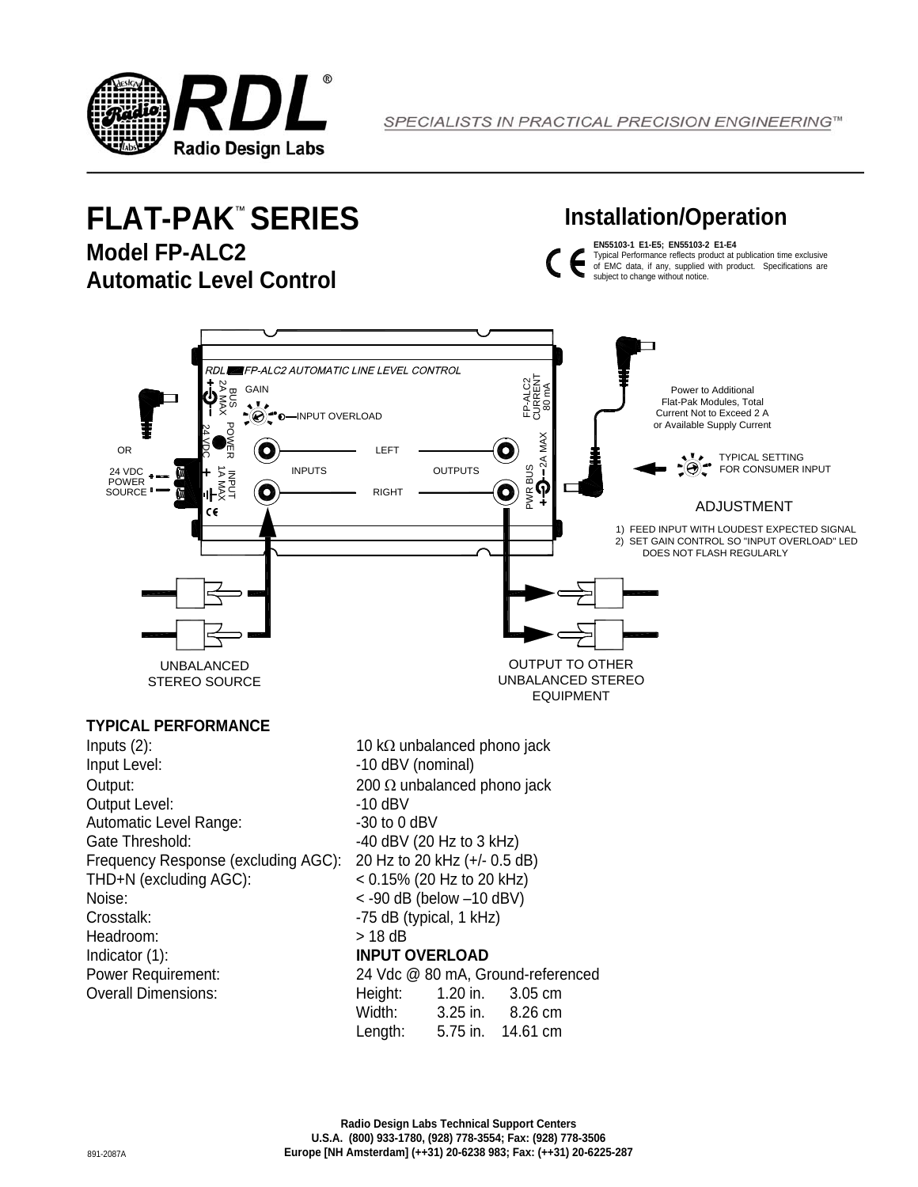# FLAT-PAK™ SERIES

## Model FP-ALC2
## Automatic Level Control

## Installation/Operation

**EN55103-1 E1-E5; EN55103-2 E1-E4**
Typical Performance reflects product at publication time exclusive of EMC data, if any, supplied with product. Specifications are subject to change without notice.

RDL FP-ALC2 AUTOMATIC LINE LEVEL CONTROL

BUS 2A MAX
GAIN
INPUT OVERLOAD
FP-ALC2 CURRENT 80 mA
POWER 24 VDC
INPUT 1A MAX
LEFT
RIGHT
INPUTS
OUTPUTS
PWR BUS 2A MAX

OR

24 VDC POWER SOURCE

Power to Additional Flat-Pak Modules, Total Current Not to Exceed 2 A or Available Supply Current

TYPICAL SETTING FOR CONSUMER INPUT

ADJUSTMENT

1) FEED INPUT WITH LOUDEST EXPECTED SIGNAL
2) SET GAIN CONTROL SO "INPUT OVERLOAD" LED DOES NOT FLASH REGULARLY

UNBALANCED STEREO SOURCE

OUTPUT TO OTHER UNBALANCED STEREO EQUIPMENT

### TYPICAL PERFORMANCE

| | |
|---|---|
| Inputs (2): | 10 kΩ unbalanced phono jack |
| Input Level: | -10 dBV (nominal) |
| Output: | 200 Ω unbalanced phono jack |
| Output Level: | -10 dBV |
| Automatic Level Range: | -30 to 0 dBV |
| Gate Threshold: | -40 dBV (20 Hz to 3 kHz) |
| Frequency Response (excluding AGC): | 20 Hz to 20 kHz (+/- 0.5 dB) |
| THD+N (excluding AGC): | < 0.15% (20 Hz to 20 kHz) |
| Noise: | < -90 dB (below –10 dBV) |
| Crosstalk: | -75 dB (typical, 1 kHz) |
| Headroom: | > 18 dB |
| Indicator (1): | **INPUT OVERLOAD** |
| Power Requirement: | 24 Vdc @ 80 mA, Ground-referenced |
| Overall Dimensions: | Height: 1.20 in. 3.05 cm |
| | Width: 3.25 in. 8.26 cm |
| | Length: 5.75 in. 14.61 cm |

**Radio Design Labs Technical Support Centers**
**U.S.A. (800) 933-1780, (928) 778-3554; Fax: (928) 778-3506**
**Europe [NH Amsterdam] (++31) 20-6238 983; Fax: (++31) 20-6225-287**

891-2087A